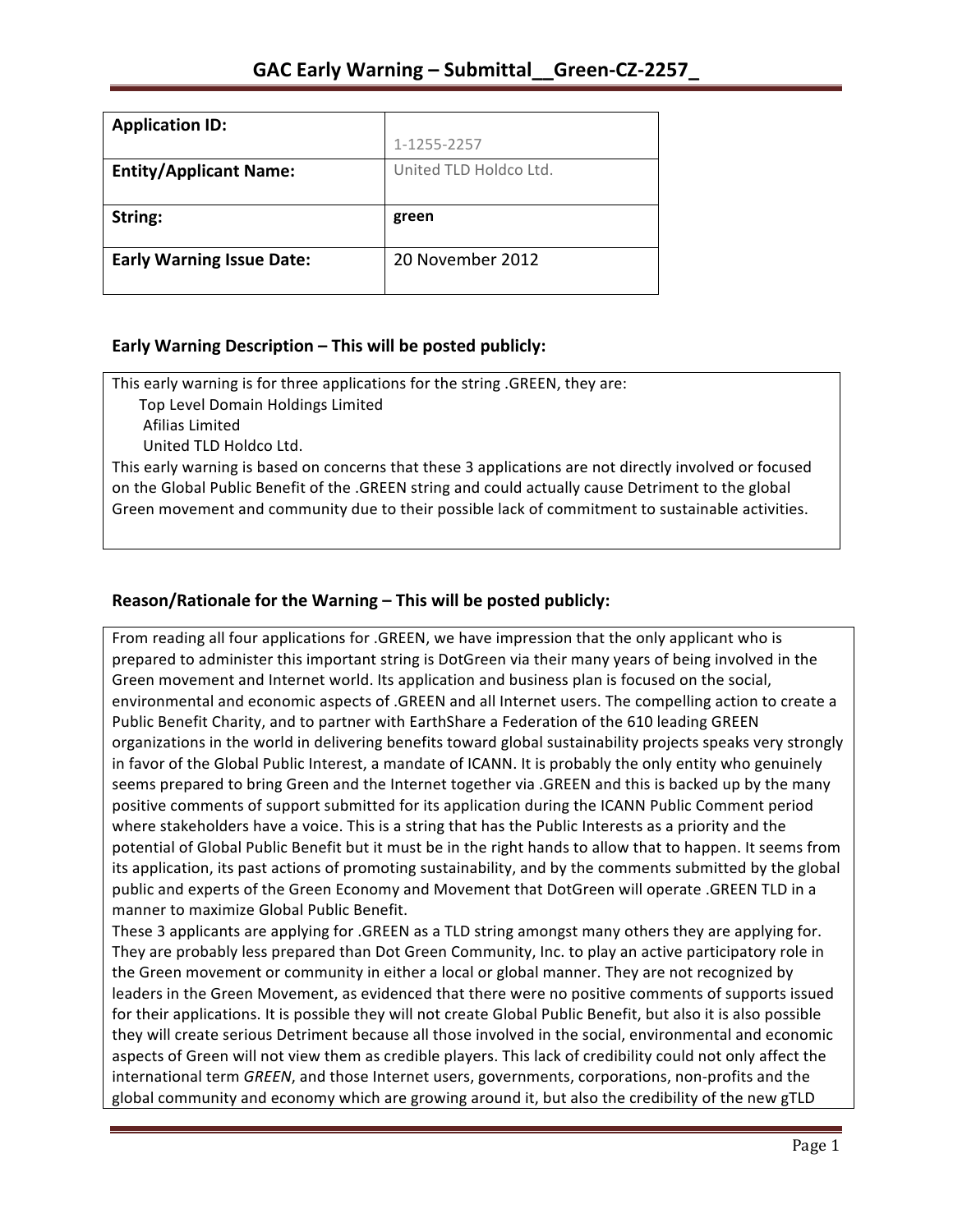# GAC Early Warning – Submittal__Green-CZ-2257_

| Application ID: | 1-1255-2257 |
|---|---|
| **Entity/Applicant Name:** | United TLD Holdco Ltd. |
| **String:** | **green** |
| **Early Warning Issue Date:** | 20 November 2012 |

## Early Warning Description – This will be posted publicly:

This early warning is for three applications for the string .GREEN, they are:

- Top Level Domain Holdings Limited
- Afilias Limited
- United TLD Holdco Ltd.

This early warning is based on concerns that these 3 applications are not directly involved or focused on the Global Public Benefit of the .GREEN string and could actually cause Detriment to the global Green movement and community due to their possible lack of commitment to sustainable activities.

## Reason/Rationale for the Warning – This will be posted publicly:

From reading all four applications for .GREEN, we have impression that the only applicant who is prepared to administer this important string is DotGreen via their many years of being involved in the Green movement and Internet world. Its application and business plan is focused on the social, environmental and economic aspects of .GREEN and all Internet users. The compelling action to create a Public Benefit Charity, and to partner with EarthShare a Federation of the 610 leading GREEN organizations in the world in delivering benefits toward global sustainability projects speaks very strongly in favor of the Global Public Interest, a mandate of ICANN. It is probably the only entity who genuinely seems prepared to bring Green and the Internet together via .GREEN and this is backed up by the many positive comments of support submitted for its application during the ICANN Public Comment period where stakeholders have a voice. This is a string that has the Public Interests as a priority and the potential of Global Public Benefit but it must be in the right hands to allow that to happen. It seems from its application, its past actions of promoting sustainability, and by the comments submitted by the global public and experts of the Green Economy and Movement that DotGreen will operate .GREEN TLD in a manner to maximize Global Public Benefit.

These 3 applicants are applying for .GREEN as a TLD string amongst many others they are applying for. They are probably less prepared than Dot Green Community, Inc. to play an active participatory role in the Green movement or community in either a local or global manner. They are not recognized by leaders in the Green Movement, as evidenced that there were no positive comments of supports issued for their applications. It is possible they will not create Global Public Benefit, but also it is also possible they will create serious Detriment because all those involved in the social, environmental and economic aspects of Green will not view them as credible players. This lack of credibility could not only affect the international term *GREEN*, and those Internet users, governments, corporations, non-profits and the global community and economy which are growing around it, but also the credibility of the new gTLD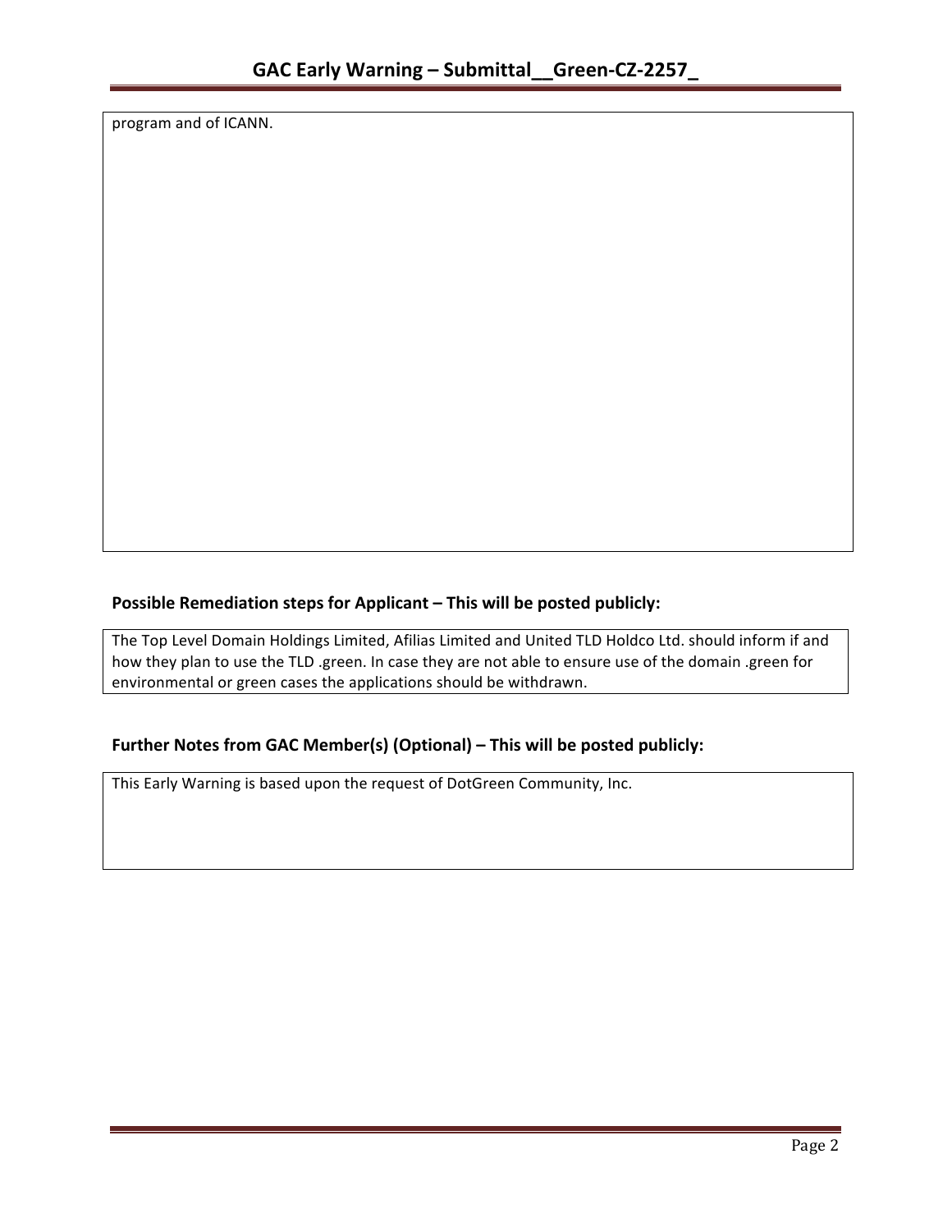program and of ICANN.

### Possible Remediation steps for Applicant – This will be posted publicly:

The Top Level Domain Holdings Limited, Afilias Limited and United TLD Holdco Ltd. should inform if and how they plan to use the TLD .green. In case they are not able to ensure use of the domain .green for environmental or green cases the applications should be withdrawn.

### Further Notes from GAC Member(s) (Optional) – This will be posted publicly:

This Early Warning is based upon the request of DotGreen Community, Inc.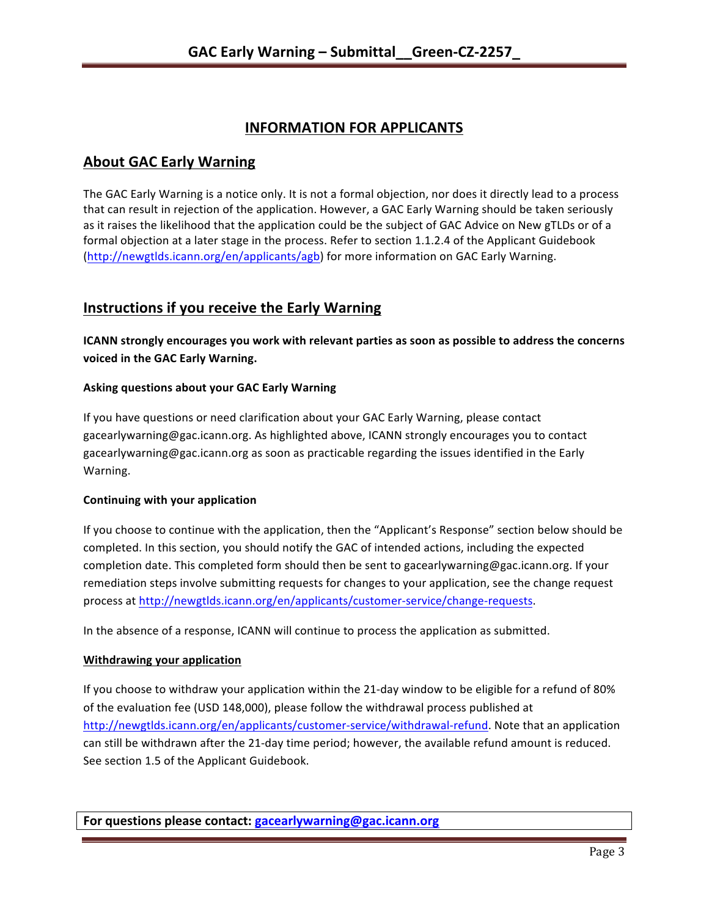## INFORMATION FOR APPLICANTS

## About GAC Early Warning

The GAC Early Warning is a notice only. It is not a formal objection, nor does it directly lead to a process that can result in rejection of the application. However, a GAC Early Warning should be taken seriously as it raises the likelihood that the application could be the subject of GAC Advice on New gTLDs or of a formal objection at a later stage in the process. Refer to section 1.1.2.4 of the Applicant Guidebook (http://newgtlds.icann.org/en/applicants/agb) for more information on GAC Early Warning.

## Instructions if you receive the Early Warning

**ICANN strongly encourages you work with relevant parties as soon as possible to address the concerns voiced in the GAC Early Warning.**

### Asking questions about your GAC Early Warning

If you have questions or need clarification about your GAC Early Warning, please contact gacearlywarning@gac.icann.org. As highlighted above, ICANN strongly encourages you to contact gacearlywarning@gac.icann.org as soon as practicable regarding the issues identified in the Early Warning.

### Continuing with your application

If you choose to continue with the application, then the "Applicant's Response" section below should be completed. In this section, you should notify the GAC of intended actions, including the expected completion date. This completed form should then be sent to gacearlywarning@gac.icann.org. If your remediation steps involve submitting requests for changes to your application, see the change request process at http://newgtlds.icann.org/en/applicants/customer-service/change-requests.

In the absence of a response, ICANN will continue to process the application as submitted.

### Withdrawing your application

If you choose to withdraw your application within the 21-day window to be eligible for a refund of 80% of the evaluation fee (USD 148,000), please follow the withdrawal process published at http://newgtlds.icann.org/en/applicants/customer-service/withdrawal-refund. Note that an application can still be withdrawn after the 21-day time period; however, the available refund amount is reduced. See section 1.5 of the Applicant Guidebook.

**For questions please contact: gacearlywarning@gac.icann.org**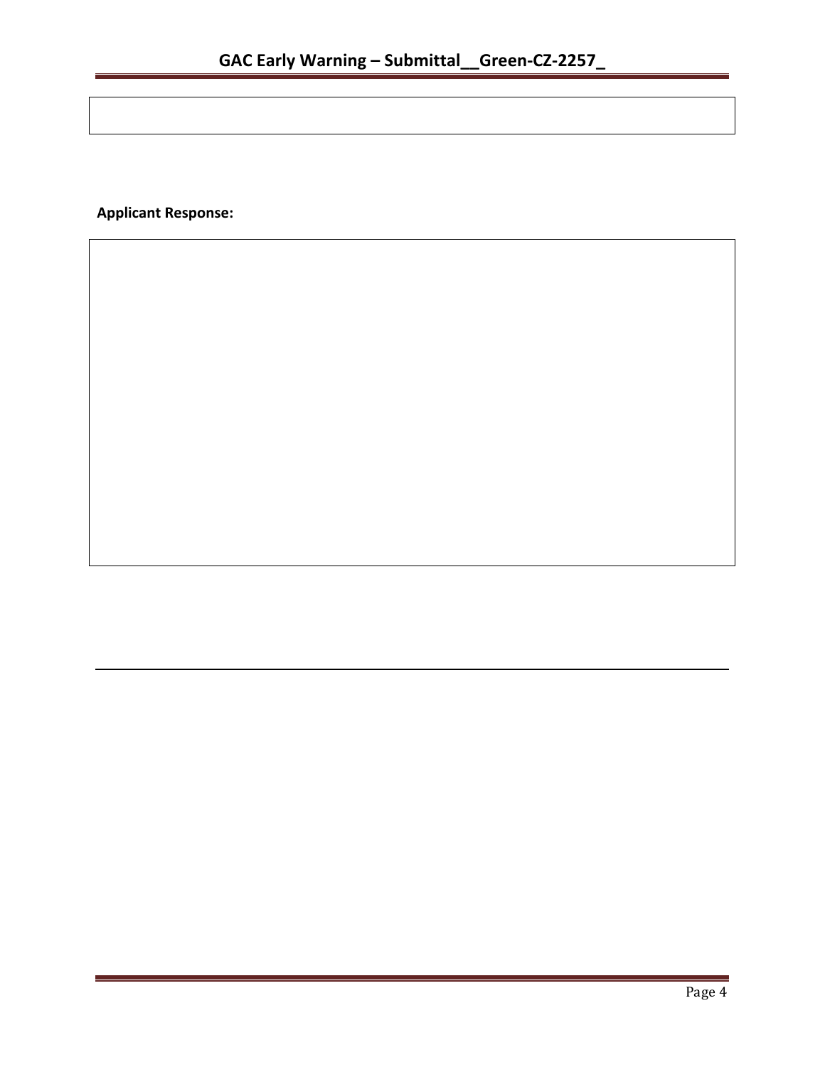**Applicant Response:**